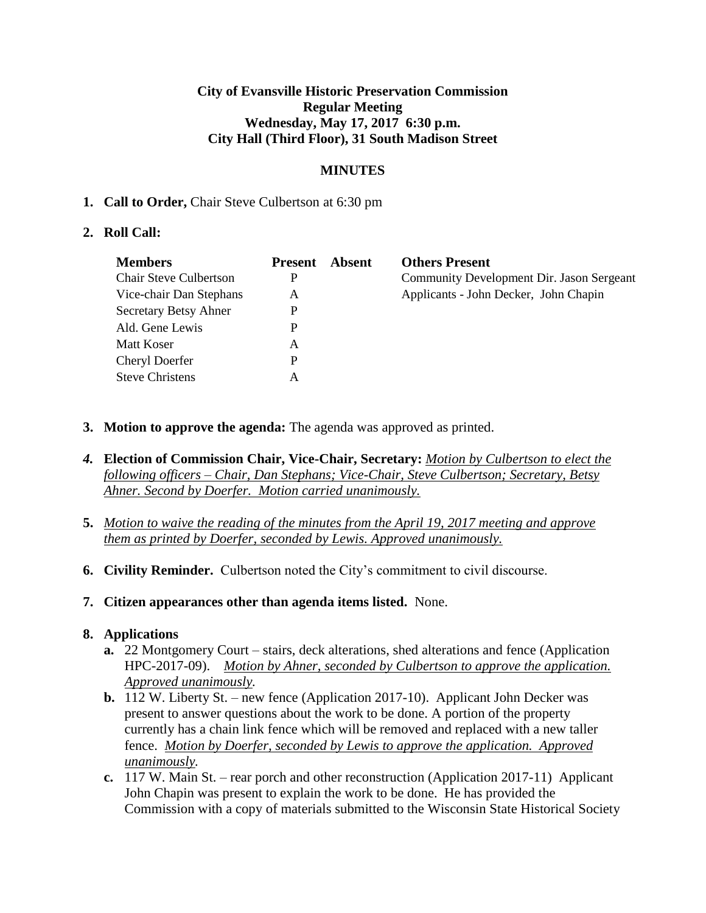**City of Evansville Historic Preservation Commission**
**Regular Meeting**
**Wednesday, May 17, 2017 6:30 p.m.**
**City Hall (Third Floor), 31 South Madison Street**

**MINUTES**

1. **Call to Order,** Chair Steve Culbertson at 6:30 pm

2. **Roll Call:**

| **Members** | **Present** | **Absent** | **Others Present** |
|---|---|---|---|
| Chair Steve Culbertson | P | | Community Development Dir. Jason Sergeant |
| Vice-chair Dan Stephans | A | | Applicants - John Decker, John Chapin |
| Secretary Betsy Ahner | P | | |
| Ald. Gene Lewis | P | | |
| Matt Koser | A | | |
| Cheryl Doerfer | P | | |
| Steve Christens | A | | |

3. **Motion to approve the agenda:** The agenda was approved as printed.

4. **Election of Commission Chair, Vice-Chair, Secretary:** *Motion by Culbertson to elect the following officers – Chair, Dan Stephans; Vice-Chair, Steve Culbertson; Secretary, Betsy Ahner. Second by Doerfer. Motion carried unanimously.*

5. *Motion to waive the reading of the minutes from the April 19, 2017 meeting and approve them as printed by Doerfer, seconded by Lewis. Approved unanimously.*

6. **Civility Reminder.** Culbertson noted the City's commitment to civil discourse.

7. **Citizen appearances other than agenda items listed.** None.

8. **Applications**
   a. 22 Montgomery Court – stairs, deck alterations, shed alterations and fence (Application HPC-2017-09). *Motion by Ahner, seconded by Culbertson to approve the application. Approved unanimously.*
   b. 112 W. Liberty St. – new fence (Application 2017-10). Applicant John Decker was present to answer questions about the work to be done. A portion of the property currently has a chain link fence which will be removed and replaced with a new taller fence. *Motion by Doerfer, seconded by Lewis to approve the application. Approved unanimously.*
   c. 117 W. Main St. – rear porch and other reconstruction (Application 2017-11) Applicant John Chapin was present to explain the work to be done. He has provided the Commission with a copy of materials submitted to the Wisconsin State Historical Society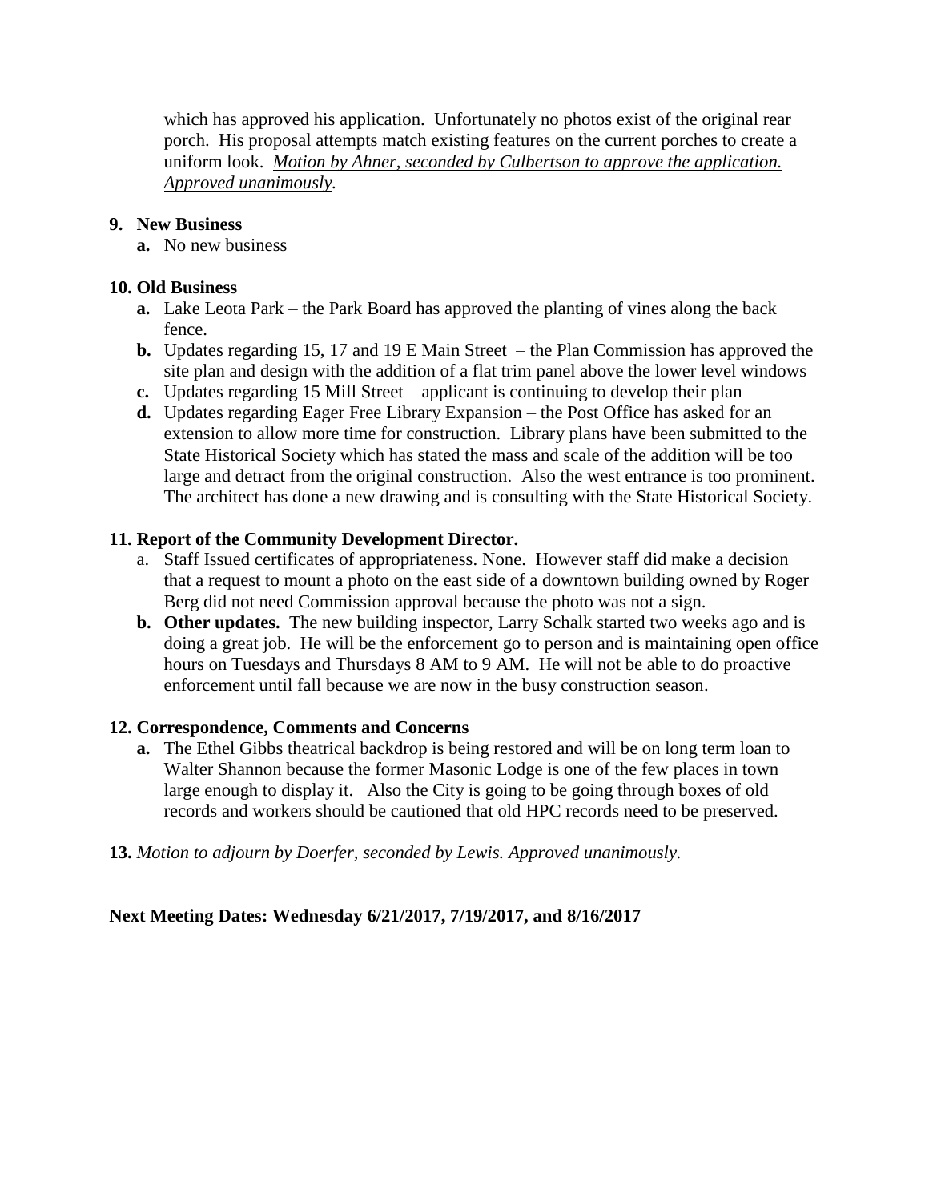which has approved his application. Unfortunately no photos exist of the original rear porch. His proposal attempts match existing features on the current porches to create a uniform look. *Motion by Ahner, seconded by Culbertson to approve the application. Approved unanimously.*

**9. New Business**

- **a.** No new business

**10. Old Business**

- **a.** Lake Leota Park – the Park Board has approved the planting of vines along the back fence.
- **b.** Updates regarding 15, 17 and 19 E Main Street – the Plan Commission has approved the site plan and design with the addition of a flat trim panel above the lower level windows
- **c.** Updates regarding 15 Mill Street – applicant is continuing to develop their plan
- **d.** Updates regarding Eager Free Library Expansion – the Post Office has asked for an extension to allow more time for construction. Library plans have been submitted to the State Historical Society which has stated the mass and scale of the addition will be too large and detract from the original construction. Also the west entrance is too prominent. The architect has done a new drawing and is consulting with the State Historical Society.

**11. Report of the Community Development Director.**

- a. Staff Issued certificates of appropriateness. None. However staff did make a decision that a request to mount a photo on the east side of a downtown building owned by Roger Berg did not need Commission approval because the photo was not a sign.
- **b. Other updates.** The new building inspector, Larry Schalk started two weeks ago and is doing a great job. He will be the enforcement go to person and is maintaining open office hours on Tuesdays and Thursdays 8 AM to 9 AM. He will not be able to do proactive enforcement until fall because we are now in the busy construction season.

**12. Correspondence, Comments and Concerns**

- **a.** The Ethel Gibbs theatrical backdrop is being restored and will be on long term loan to Walter Shannon because the former Masonic Lodge is one of the few places in town large enough to display it. Also the City is going to be going through boxes of old records and workers should be cautioned that old HPC records need to be preserved.

**13.** *Motion to adjourn by Doerfer, seconded by Lewis. Approved unanimously.*

**Next Meeting Dates: Wednesday 6/21/2017, 7/19/2017, and 8/16/2017**